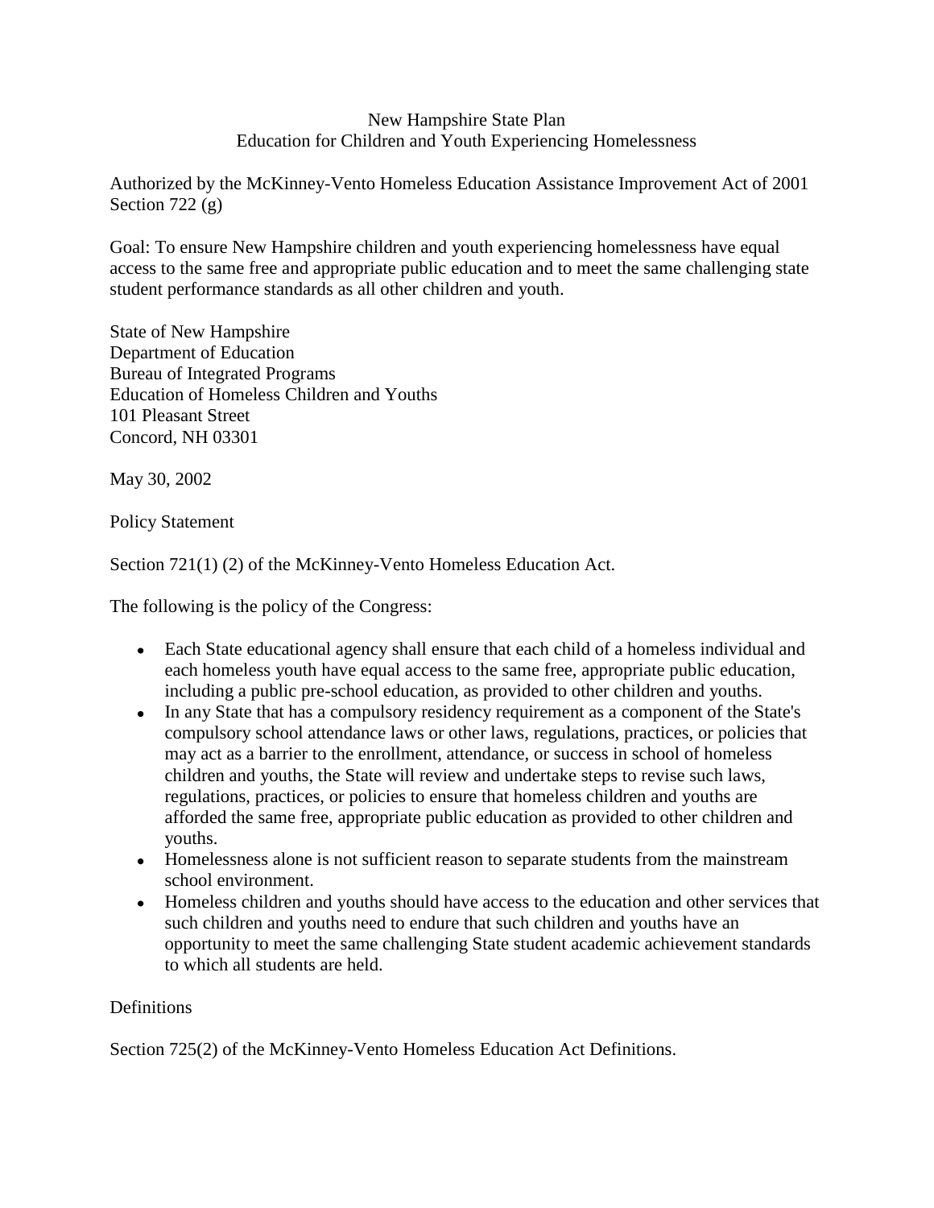# New Hampshire State Plan
## Education for Children and Youth Experiencing Homelessness

Authorized by the McKinney-Vento Homeless Education Assistance Improvement Act of 2001 Section 722 (g)

Goal: To ensure New Hampshire children and youth experiencing homelessness have equal access to the same free and appropriate public education and to meet the same challenging state student performance standards as all other children and youth.

State of New Hampshire
Department of Education
Bureau of Integrated Programs
Education of Homeless Children and Youths
101 Pleasant Street
Concord, NH 03301

May 30, 2002

## Policy Statement

Section 721(1) (2) of the McKinney-Vento Homeless Education Act.

The following is the policy of the Congress:

- Each State educational agency shall ensure that each child of a homeless individual and each homeless youth have equal access to the same free, appropriate public education, including a public pre-school education, as provided to other children and youths.
- In any State that has a compulsory residency requirement as a component of the State's compulsory school attendance laws or other laws, regulations, practices, or policies that may act as a barrier to the enrollment, attendance, or success in school of homeless children and youths, the State will review and undertake steps to revise such laws, regulations, practices, or policies to ensure that homeless children and youths are afforded the same free, appropriate public education as provided to other children and youths.
- Homelessness alone is not sufficient reason to separate students from the mainstream school environment.
- Homeless children and youths should have access to the education and other services that such children and youths need to endure that such children and youths have an opportunity to meet the same challenging State student academic achievement standards to which all students are held.

## Definitions

Section 725(2) of the McKinney-Vento Homeless Education Act Definitions.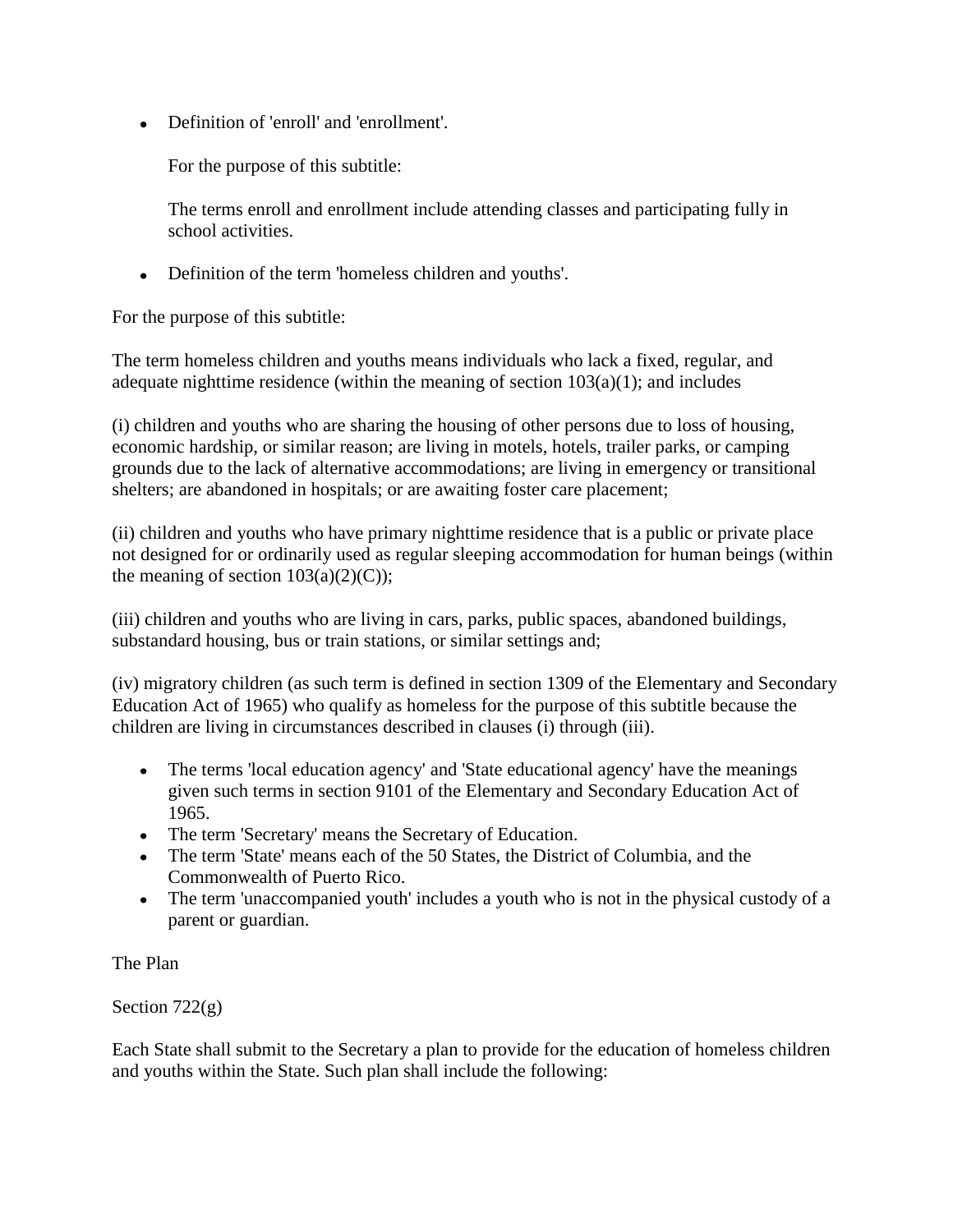- Definition of 'enroll' and 'enrollment'.

  For the purpose of this subtitle:

  The terms enroll and enrollment include attending classes and participating fully in school activities.

- Definition of the term 'homeless children and youths'.

For the purpose of this subtitle:

The term homeless children and youths means individuals who lack a fixed, regular, and adequate nighttime residence (within the meaning of section 103(a)(1); and includes

(i) children and youths who are sharing the housing of other persons due to loss of housing, economic hardship, or similar reason; are living in motels, hotels, trailer parks, or camping grounds due to the lack of alternative accommodations; are living in emergency or transitional shelters; are abandoned in hospitals; or are awaiting foster care placement;

(ii) children and youths who have primary nighttime residence that is a public or private place not designed for or ordinarily used as regular sleeping accommodation for human beings (within the meaning of section 103(a)(2)(C));

(iii) children and youths who are living in cars, parks, public spaces, abandoned buildings, substandard housing, bus or train stations, or similar settings and;

(iv) migratory children (as such term is defined in section 1309 of the Elementary and Secondary Education Act of 1965) who qualify as homeless for the purpose of this subtitle because the children are living in circumstances described in clauses (i) through (iii).

- The terms 'local education agency' and 'State educational agency' have the meanings given such terms in section 9101 of the Elementary and Secondary Education Act of 1965.
- The term 'Secretary' means the Secretary of Education.
- The term 'State' means each of the 50 States, the District of Columbia, and the Commonwealth of Puerto Rico.
- The term 'unaccompanied youth' includes a youth who is not in the physical custody of a parent or guardian.

The Plan

Section 722(g)

Each State shall submit to the Secretary a plan to provide for the education of homeless children and youths within the State. Such plan shall include the following: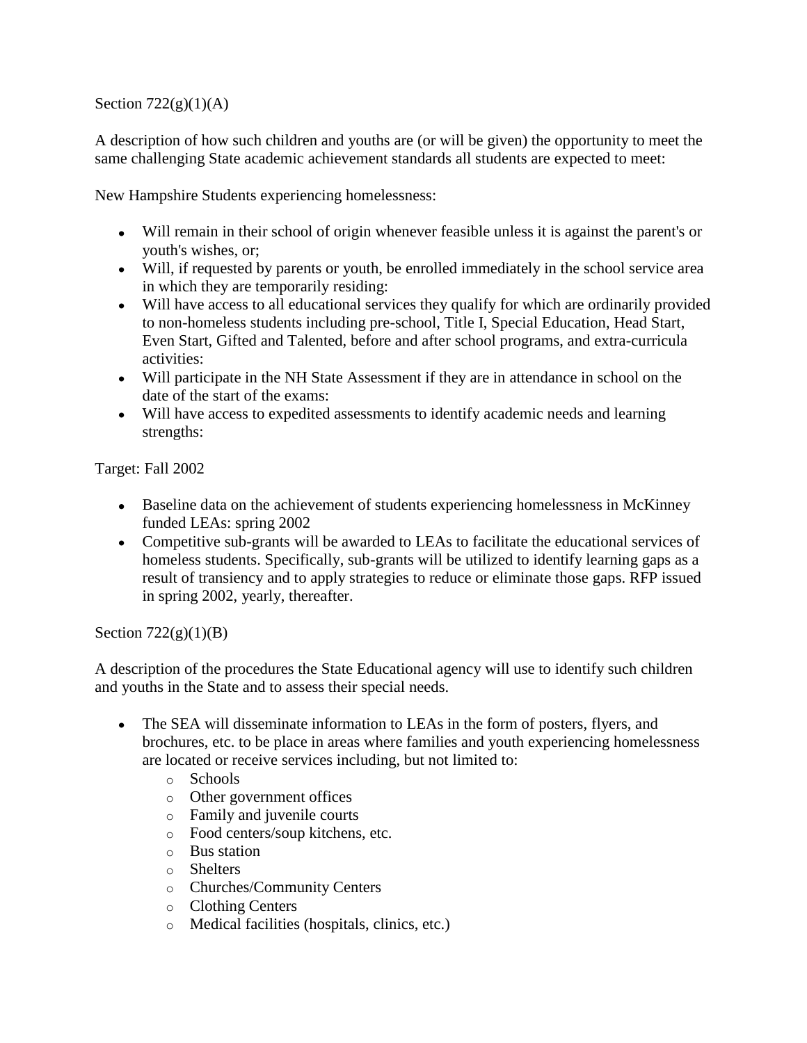Section 722(g)(1)(A)

A description of how such children and youths are (or will be given) the opportunity to meet the same challenging State academic achievement standards all students are expected to meet:

New Hampshire Students experiencing homelessness:

- Will remain in their school of origin whenever feasible unless it is against the parent's or youth's wishes, or;
- Will, if requested by parents or youth, be enrolled immediately in the school service area in which they are temporarily residing:
- Will have access to all educational services they qualify for which are ordinarily provided to non-homeless students including pre-school, Title I, Special Education, Head Start, Even Start, Gifted and Talented, before and after school programs, and extra-curricula activities:
- Will participate in the NH State Assessment if they are in attendance in school on the date of the start of the exams:
- Will have access to expedited assessments to identify academic needs and learning strengths:

Target: Fall 2002

- Baseline data on the achievement of students experiencing homelessness in McKinney funded LEAs: spring 2002
- Competitive sub-grants will be awarded to LEAs to facilitate the educational services of homeless students. Specifically, sub-grants will be utilized to identify learning gaps as a result of transiency and to apply strategies to reduce or eliminate those gaps. RFP issued in spring 2002, yearly, thereafter.

Section 722(g)(1)(B)

A description of the procedures the State Educational agency will use to identify such children and youths in the State and to assess their special needs.

- The SEA will disseminate information to LEAs in the form of posters, flyers, and brochures, etc. to be place in areas where families and youth experiencing homelessness are located or receive services including, but not limited to:
  - Schools
  - Other government offices
  - Family and juvenile courts
  - Food centers/soup kitchens, etc.
  - Bus station
  - Shelters
  - Churches/Community Centers
  - Clothing Centers
  - Medical facilities (hospitals, clinics, etc.)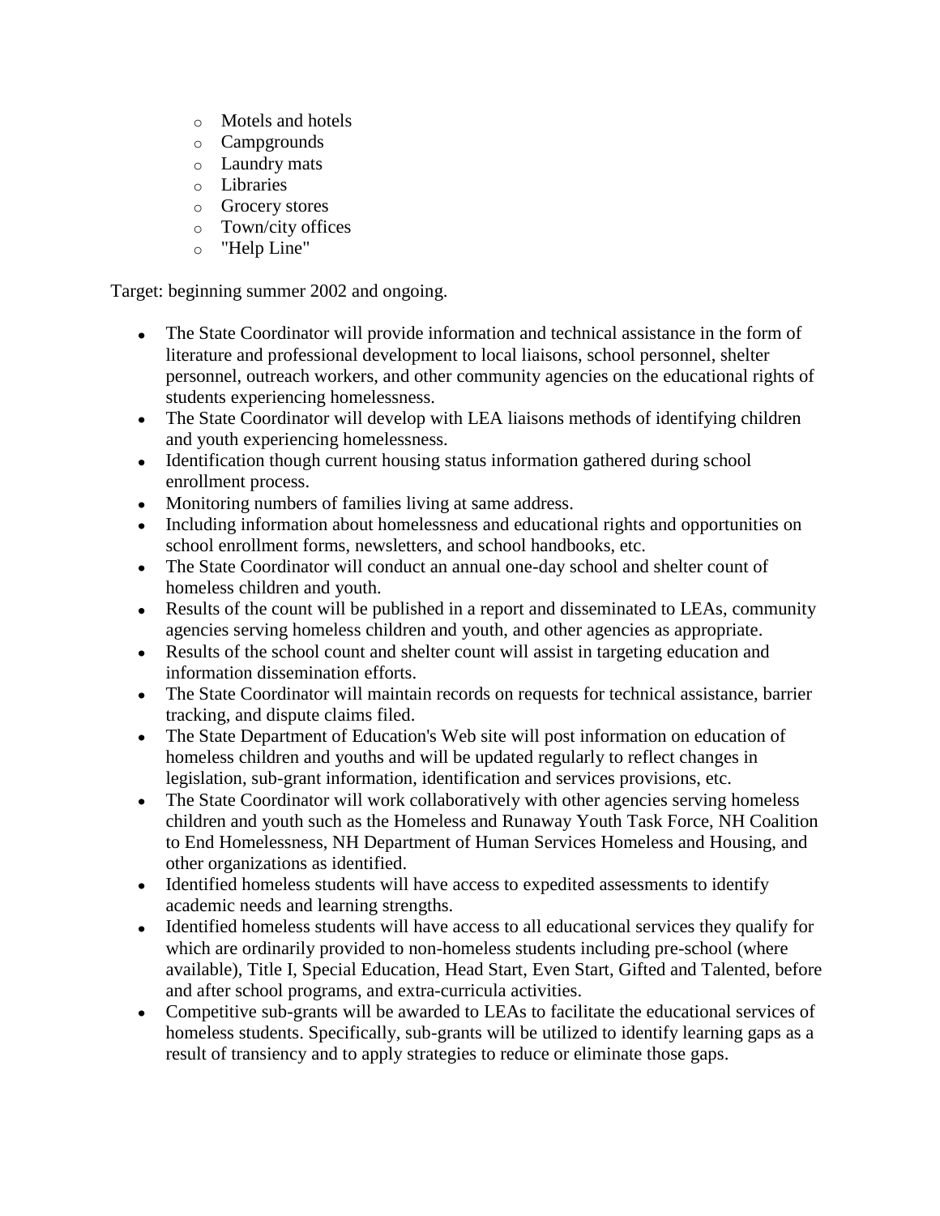- Motels and hotels
- Campgrounds
- Laundry mats
- Libraries
- Grocery stores
- Town/city offices
- "Help Line"

Target: beginning summer 2002 and ongoing.

- The State Coordinator will provide information and technical assistance in the form of literature and professional development to local liaisons, school personnel, shelter personnel, outreach workers, and other community agencies on the educational rights of students experiencing homelessness.
- The State Coordinator will develop with LEA liaisons methods of identifying children and youth experiencing homelessness.
- Identification though current housing status information gathered during school enrollment process.
- Monitoring numbers of families living at same address.
- Including information about homelessness and educational rights and opportunities on school enrollment forms, newsletters, and school handbooks, etc.
- The State Coordinator will conduct an annual one-day school and shelter count of homeless children and youth.
- Results of the count will be published in a report and disseminated to LEAs, community agencies serving homeless children and youth, and other agencies as appropriate.
- Results of the school count and shelter count will assist in targeting education and information dissemination efforts.
- The State Coordinator will maintain records on requests for technical assistance, barrier tracking, and dispute claims filed.
- The State Department of Education's Web site will post information on education of homeless children and youths and will be updated regularly to reflect changes in legislation, sub-grant information, identification and services provisions, etc.
- The State Coordinator will work collaboratively with other agencies serving homeless children and youth such as the Homeless and Runaway Youth Task Force, NH Coalition to End Homelessness, NH Department of Human Services Homeless and Housing, and other organizations as identified.
- Identified homeless students will have access to expedited assessments to identify academic needs and learning strengths.
- Identified homeless students will have access to all educational services they qualify for which are ordinarily provided to non-homeless students including pre-school (where available), Title I, Special Education, Head Start, Even Start, Gifted and Talented, before and after school programs, and extra-curricula activities.
- Competitive sub-grants will be awarded to LEAs to facilitate the educational services of homeless students. Specifically, sub-grants will be utilized to identify learning gaps as a result of transiency and to apply strategies to reduce or eliminate those gaps.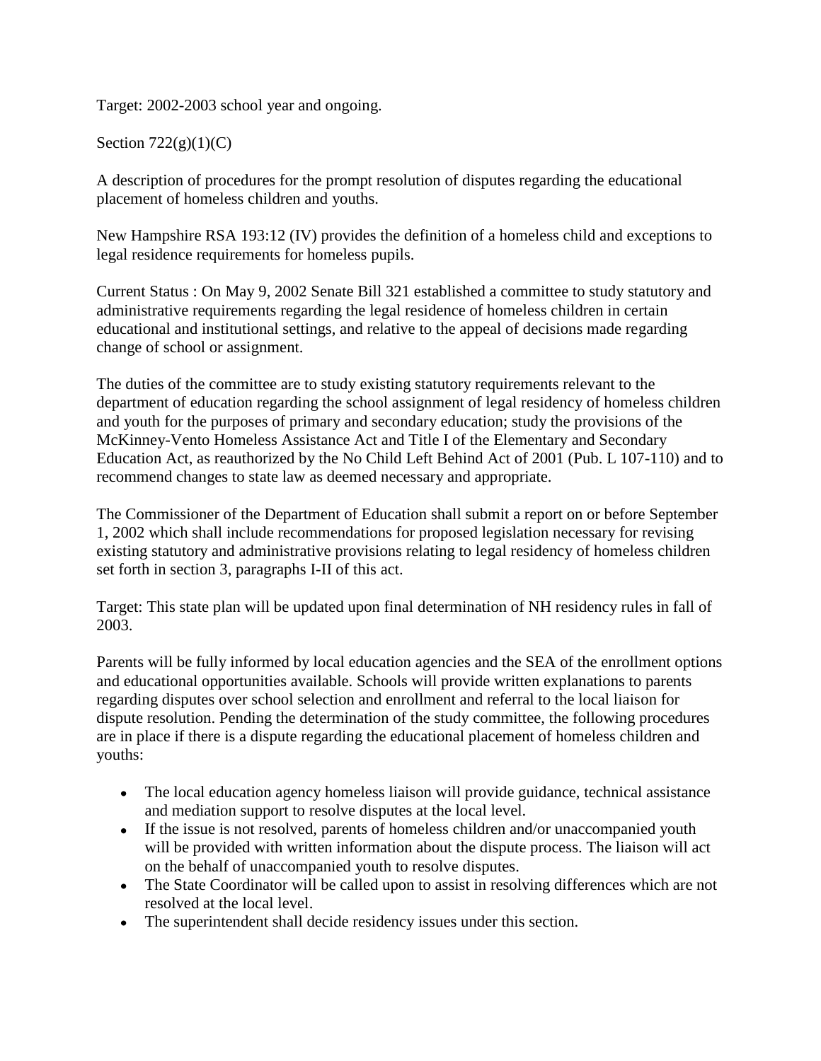Target: 2002-2003 school year and ongoing.

Section 722(g)(1)(C)

A description of procedures for the prompt resolution of disputes regarding the educational placement of homeless children and youths.

New Hampshire RSA 193:12 (IV) provides the definition of a homeless child and exceptions to legal residence requirements for homeless pupils.

Current Status : On May 9, 2002 Senate Bill 321 established a committee to study statutory and administrative requirements regarding the legal residence of homeless children in certain educational and institutional settings, and relative to the appeal of decisions made regarding change of school or assignment.

The duties of the committee are to study existing statutory requirements relevant to the department of education regarding the school assignment of legal residency of homeless children and youth for the purposes of primary and secondary education; study the provisions of the McKinney-Vento Homeless Assistance Act and Title I of the Elementary and Secondary Education Act, as reauthorized by the No Child Left Behind Act of 2001 (Pub. L 107-110) and to recommend changes to state law as deemed necessary and appropriate.

The Commissioner of the Department of Education shall submit a report on or before September 1, 2002 which shall include recommendations for proposed legislation necessary for revising existing statutory and administrative provisions relating to legal residency of homeless children set forth in section 3, paragraphs I-II of this act.

Target: This state plan will be updated upon final determination of NH residency rules in fall of 2003.

Parents will be fully informed by local education agencies and the SEA of the enrollment options and educational opportunities available. Schools will provide written explanations to parents regarding disputes over school selection and enrollment and referral to the local liaison for dispute resolution. Pending the determination of the study committee, the following procedures are in place if there is a dispute regarding the educational placement of homeless children and youths:

- The local education agency homeless liaison will provide guidance, technical assistance and mediation support to resolve disputes at the local level.
- If the issue is not resolved, parents of homeless children and/or unaccompanied youth will be provided with written information about the dispute process. The liaison will act on the behalf of unaccompanied youth to resolve disputes.
- The State Coordinator will be called upon to assist in resolving differences which are not resolved at the local level.
- The superintendent shall decide residency issues under this section.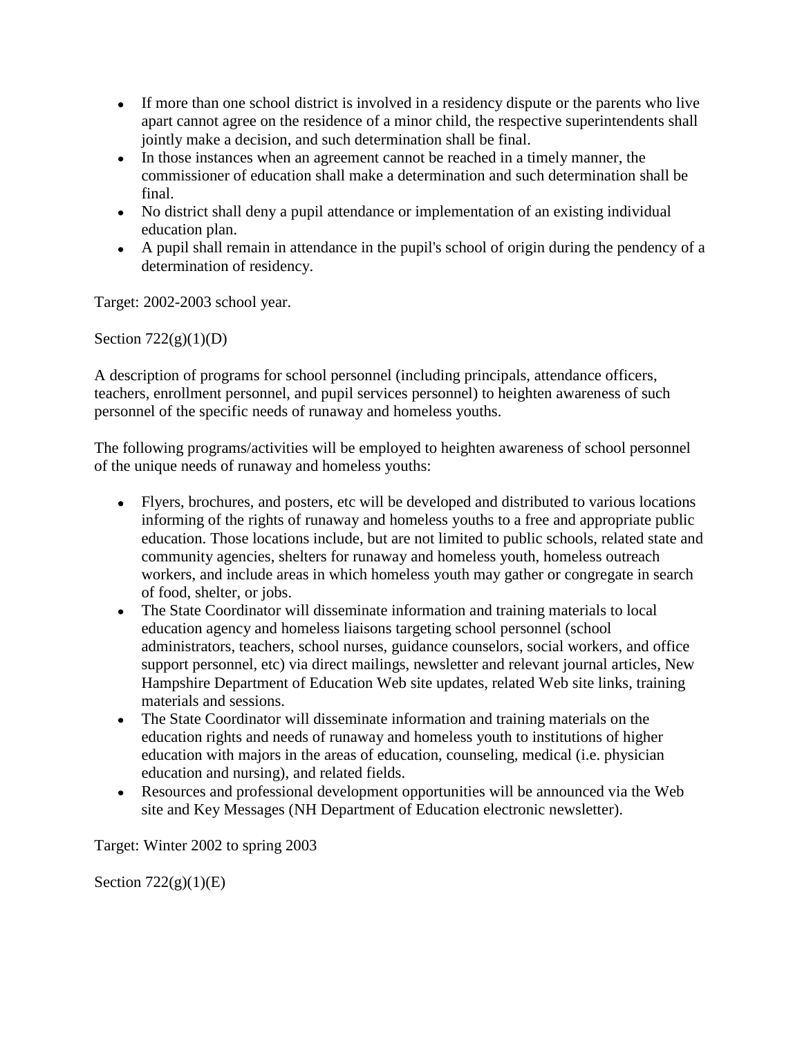- If more than one school district is involved in a residency dispute or the parents who live apart cannot agree on the residence of a minor child, the respective superintendents shall jointly make a decision, and such determination shall be final.
- In those instances when an agreement cannot be reached in a timely manner, the commissioner of education shall make a determination and such determination shall be final.
- No district shall deny a pupil attendance or implementation of an existing individual education plan.
- A pupil shall remain in attendance in the pupil's school of origin during the pendency of a determination of residency.

Target: 2002-2003 school year.

Section 722(g)(1)(D)

A description of programs for school personnel (including principals, attendance officers, teachers, enrollment personnel, and pupil services personnel) to heighten awareness of such personnel of the specific needs of runaway and homeless youths.

The following programs/activities will be employed to heighten awareness of school personnel of the unique needs of runaway and homeless youths:

- Flyers, brochures, and posters, etc will be developed and distributed to various locations informing of the rights of runaway and homeless youths to a free and appropriate public education. Those locations include, but are not limited to public schools, related state and community agencies, shelters for runaway and homeless youth, homeless outreach workers, and include areas in which homeless youth may gather or congregate in search of food, shelter, or jobs.
- The State Coordinator will disseminate information and training materials to local education agency and homeless liaisons targeting school personnel (school administrators, teachers, school nurses, guidance counselors, social workers, and office support personnel, etc) via direct mailings, newsletter and relevant journal articles, New Hampshire Department of Education Web site updates, related Web site links, training materials and sessions.
- The State Coordinator will disseminate information and training materials on the education rights and needs of runaway and homeless youth to institutions of higher education with majors in the areas of education, counseling, medical (i.e. physician education and nursing), and related fields.
- Resources and professional development opportunities will be announced via the Web site and Key Messages (NH Department of Education electronic newsletter).

Target: Winter 2002 to spring 2003

Section 722(g)(1)(E)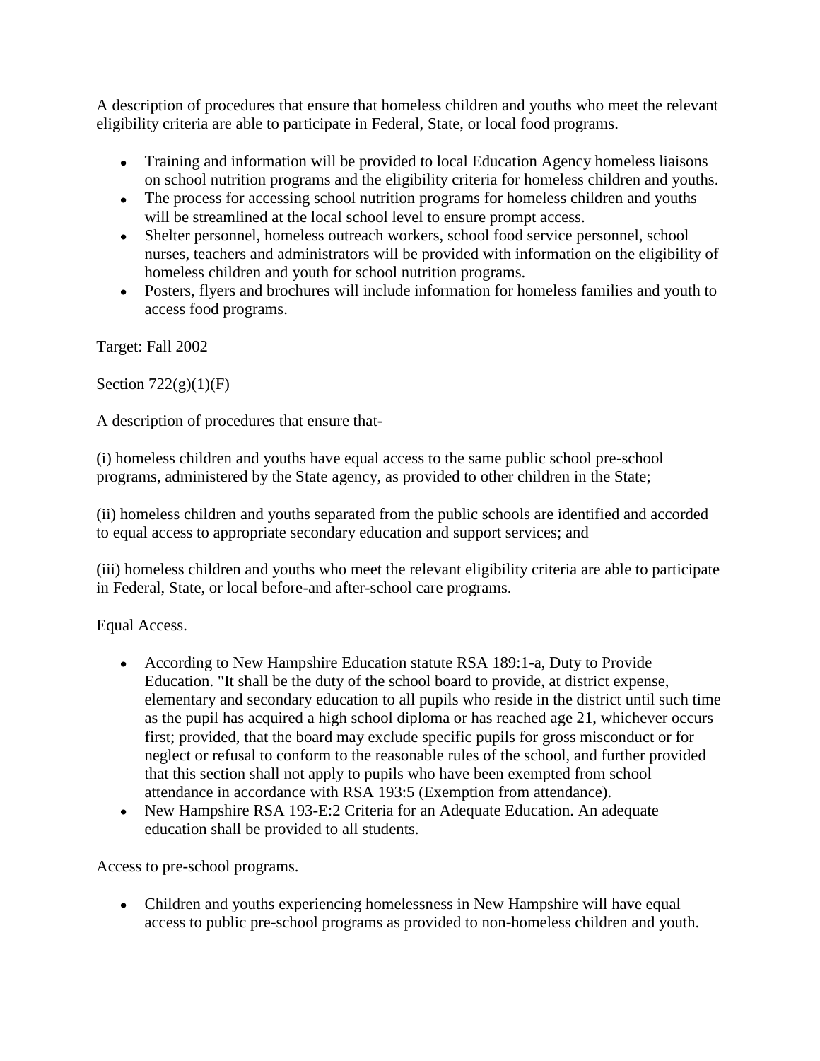A description of procedures that ensure that homeless children and youths who meet the relevant eligibility criteria are able to participate in Federal, State, or local food programs.

- Training and information will be provided to local Education Agency homeless liaisons on school nutrition programs and the eligibility criteria for homeless children and youths.
- The process for accessing school nutrition programs for homeless children and youths will be streamlined at the local school level to ensure prompt access.
- Shelter personnel, homeless outreach workers, school food service personnel, school nurses, teachers and administrators will be provided with information on the eligibility of homeless children and youth for school nutrition programs.
- Posters, flyers and brochures will include information for homeless families and youth to access food programs.

Target: Fall 2002

Section 722(g)(1)(F)

A description of procedures that ensure that-

(i) homeless children and youths have equal access to the same public school pre-school programs, administered by the State agency, as provided to other children in the State;

(ii) homeless children and youths separated from the public schools are identified and accorded to equal access to appropriate secondary education and support services; and

(iii) homeless children and youths who meet the relevant eligibility criteria are able to participate in Federal, State, or local before-and after-school care programs.

Equal Access.

- According to New Hampshire Education statute RSA 189:1-a, Duty to Provide Education. "It shall be the duty of the school board to provide, at district expense, elementary and secondary education to all pupils who reside in the district until such time as the pupil has acquired a high school diploma or has reached age 21, whichever occurs first; provided, that the board may exclude specific pupils for gross misconduct or for neglect or refusal to conform to the reasonable rules of the school, and further provided that this section shall not apply to pupils who have been exempted from school attendance in accordance with RSA 193:5 (Exemption from attendance).
- New Hampshire RSA 193-E:2 Criteria for an Adequate Education. An adequate education shall be provided to all students.

Access to pre-school programs.

- Children and youths experiencing homelessness in New Hampshire will have equal access to public pre-school programs as provided to non-homeless children and youth.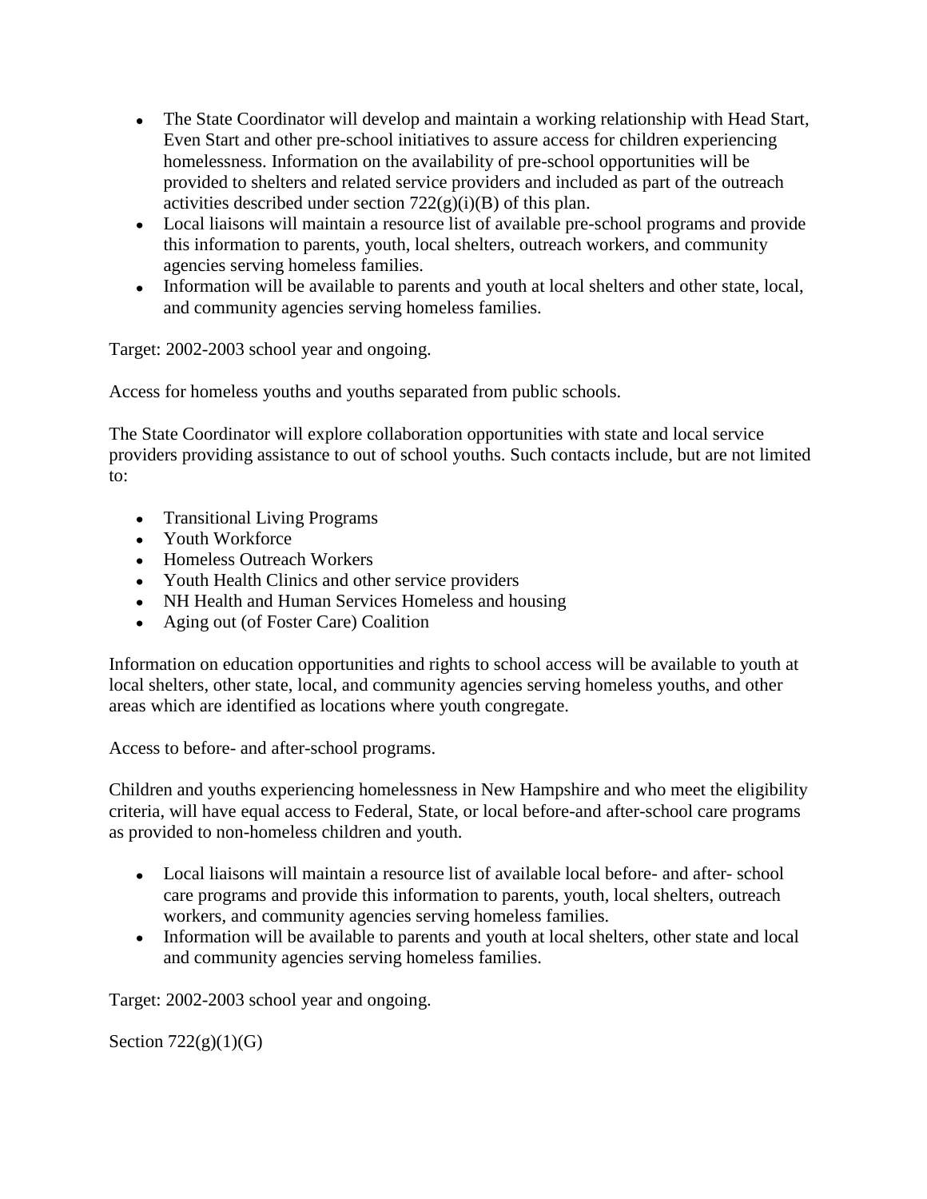- The State Coordinator will develop and maintain a working relationship with Head Start, Even Start and other pre-school initiatives to assure access for children experiencing homelessness. Information on the availability of pre-school opportunities will be provided to shelters and related service providers and included as part of the outreach activities described under section 722(g)(i)(B) of this plan.
- Local liaisons will maintain a resource list of available pre-school programs and provide this information to parents, youth, local shelters, outreach workers, and community agencies serving homeless families.
- Information will be available to parents and youth at local shelters and other state, local, and community agencies serving homeless families.

Target: 2002-2003 school year and ongoing.

Access for homeless youths and youths separated from public schools.

The State Coordinator will explore collaboration opportunities with state and local service providers providing assistance to out of school youths. Such contacts include, but are not limited to:

- Transitional Living Programs
- Youth Workforce
- Homeless Outreach Workers
- Youth Health Clinics and other service providers
- NH Health and Human Services Homeless and housing
- Aging out (of Foster Care) Coalition

Information on education opportunities and rights to school access will be available to youth at local shelters, other state, local, and community agencies serving homeless youths, and other areas which are identified as locations where youth congregate.

Access to before- and after-school programs.

Children and youths experiencing homelessness in New Hampshire and who meet the eligibility criteria, will have equal access to Federal, State, or local before-and after-school care programs as provided to non-homeless children and youth.

- Local liaisons will maintain a resource list of available local before- and after- school care programs and provide this information to parents, youth, local shelters, outreach workers, and community agencies serving homeless families.
- Information will be available to parents and youth at local shelters, other state and local and community agencies serving homeless families.

Target: 2002-2003 school year and ongoing.

Section 722(g)(1)(G)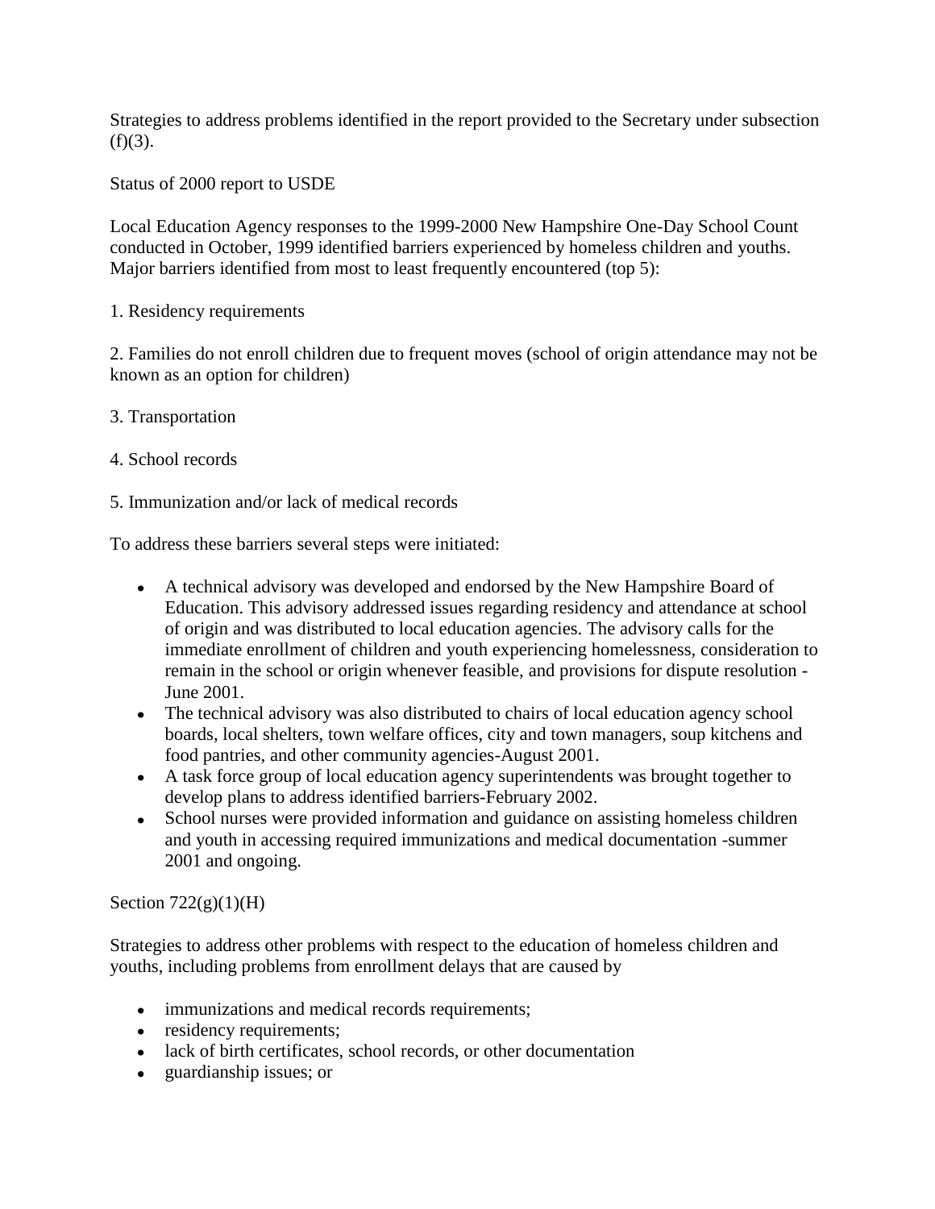Strategies to address problems identified in the report provided to the Secretary under subsection (f)(3).

Status of 2000 report to USDE

Local Education Agency responses to the 1999-2000 New Hampshire One-Day School Count conducted in October, 1999 identified barriers experienced by homeless children and youths. Major barriers identified from most to least frequently encountered (top 5):

1. Residency requirements

2. Families do not enroll children due to frequent moves (school of origin attendance may not be known as an option for children)

3. Transportation

4. School records

5. Immunization and/or lack of medical records

To address these barriers several steps were initiated:

- A technical advisory was developed and endorsed by the New Hampshire Board of Education. This advisory addressed issues regarding residency and attendance at school of origin and was distributed to local education agencies. The advisory calls for the immediate enrollment of children and youth experiencing homelessness, consideration to remain in the school or origin whenever feasible, and provisions for dispute resolution - June 2001.
- The technical advisory was also distributed to chairs of local education agency school boards, local shelters, town welfare offices, city and town managers, soup kitchens and food pantries, and other community agencies-August 2001.
- A task force group of local education agency superintendents was brought together to develop plans to address identified barriers-February 2002.
- School nurses were provided information and guidance on assisting homeless children and youth in accessing required immunizations and medical documentation -summer 2001 and ongoing.

Section 722(g)(1)(H)

Strategies to address other problems with respect to the education of homeless children and youths, including problems from enrollment delays that are caused by

- immunizations and medical records requirements;
- residency requirements;
- lack of birth certificates, school records, or other documentation
- guardianship issues; or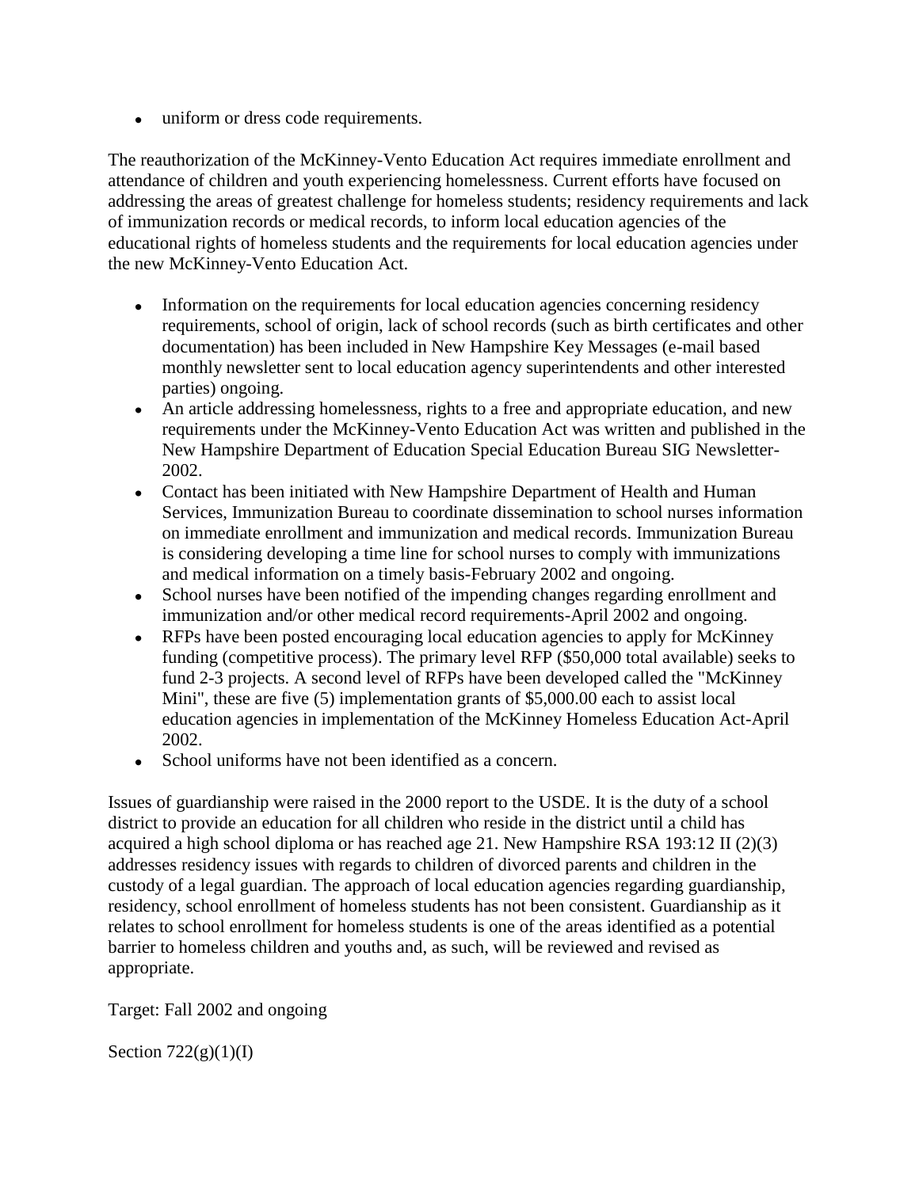- uniform or dress code requirements.

The reauthorization of the McKinney-Vento Education Act requires immediate enrollment and attendance of children and youth experiencing homelessness. Current efforts have focused on addressing the areas of greatest challenge for homeless students; residency requirements and lack of immunization records or medical records, to inform local education agencies of the educational rights of homeless students and the requirements for local education agencies under the new McKinney-Vento Education Act.

- Information on the requirements for local education agencies concerning residency requirements, school of origin, lack of school records (such as birth certificates and other documentation) has been included in New Hampshire Key Messages (e-mail based monthly newsletter sent to local education agency superintendents and other interested parties) ongoing.
- An article addressing homelessness, rights to a free and appropriate education, and new requirements under the McKinney-Vento Education Act was written and published in the New Hampshire Department of Education Special Education Bureau SIG Newsletter-2002.
- Contact has been initiated with New Hampshire Department of Health and Human Services, Immunization Bureau to coordinate dissemination to school nurses information on immediate enrollment and immunization and medical records. Immunization Bureau is considering developing a time line for school nurses to comply with immunizations and medical information on a timely basis-February 2002 and ongoing.
- School nurses have been notified of the impending changes regarding enrollment and immunization and/or other medical record requirements-April 2002 and ongoing.
- RFPs have been posted encouraging local education agencies to apply for McKinney funding (competitive process). The primary level RFP ($50,000 total available) seeks to fund 2-3 projects. A second level of RFPs have been developed called the "McKinney Mini", these are five (5) implementation grants of $5,000.00 each to assist local education agencies in implementation of the McKinney Homeless Education Act-April 2002.
- School uniforms have not been identified as a concern.

Issues of guardianship were raised in the 2000 report to the USDE. It is the duty of a school district to provide an education for all children who reside in the district until a child has acquired a high school diploma or has reached age 21. New Hampshire RSA 193:12 II (2)(3) addresses residency issues with regards to children of divorced parents and children in the custody of a legal guardian. The approach of local education agencies regarding guardianship, residency, school enrollment of homeless students has not been consistent. Guardianship as it relates to school enrollment for homeless students is one of the areas identified as a potential barrier to homeless children and youths and, as such, will be reviewed and revised as appropriate.

Target: Fall 2002 and ongoing

Section 722(g)(1)(I)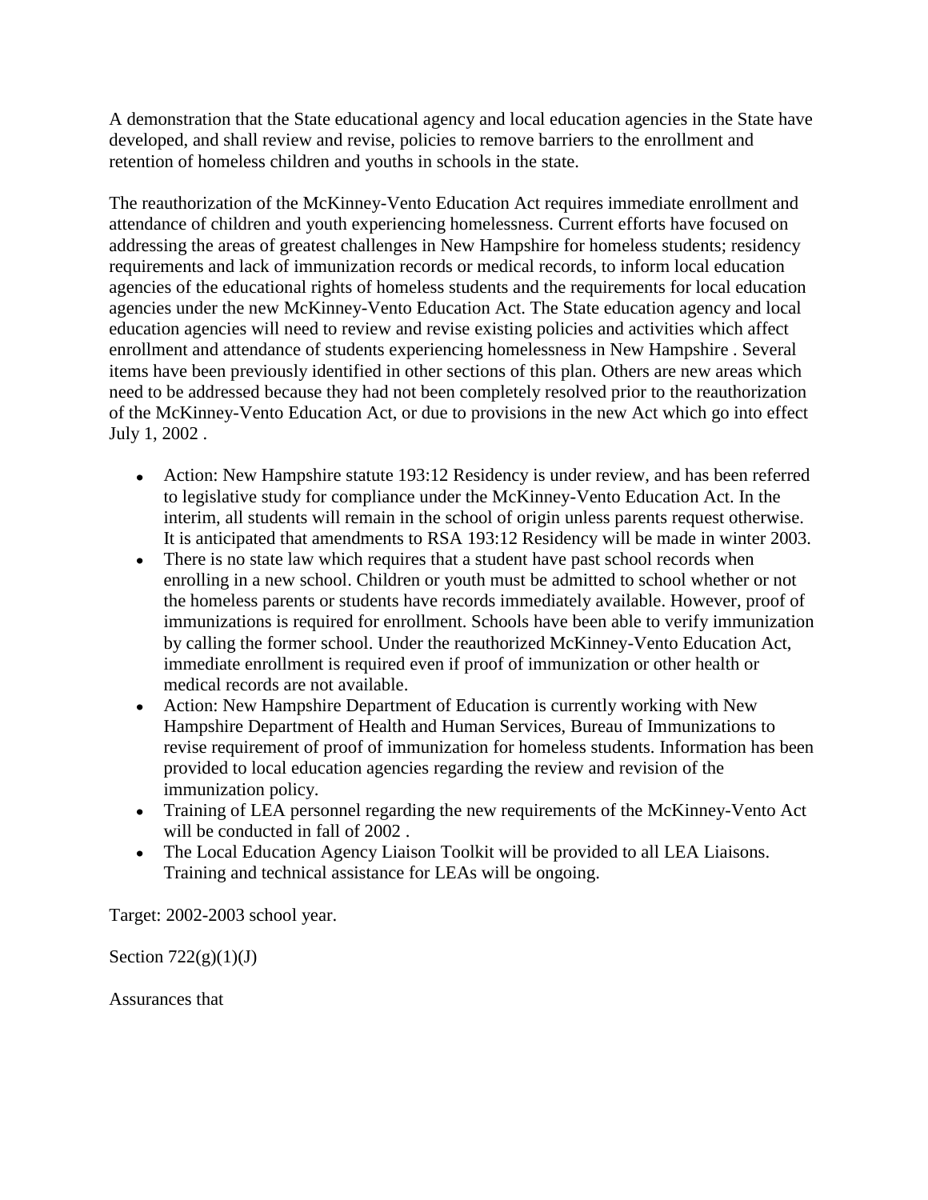A demonstration that the State educational agency and local education agencies in the State have developed, and shall review and revise, policies to remove barriers to the enrollment and retention of homeless children and youths in schools in the state.

The reauthorization of the McKinney-Vento Education Act requires immediate enrollment and attendance of children and youth experiencing homelessness. Current efforts have focused on addressing the areas of greatest challenges in New Hampshire for homeless students; residency requirements and lack of immunization records or medical records, to inform local education agencies of the educational rights of homeless students and the requirements for local education agencies under the new McKinney-Vento Education Act. The State education agency and local education agencies will need to review and revise existing policies and activities which affect enrollment and attendance of students experiencing homelessness in New Hampshire . Several items have been previously identified in other sections of this plan. Others are new areas which need to be addressed because they had not been completely resolved prior to the reauthorization of the McKinney-Vento Education Act, or due to provisions in the new Act which go into effect July 1, 2002 .

- Action: New Hampshire statute 193:12 Residency is under review, and has been referred to legislative study for compliance under the McKinney-Vento Education Act. In the interim, all students will remain in the school of origin unless parents request otherwise. It is anticipated that amendments to RSA 193:12 Residency will be made in winter 2003.
- There is no state law which requires that a student have past school records when enrolling in a new school. Children or youth must be admitted to school whether or not the homeless parents or students have records immediately available. However, proof of immunizations is required for enrollment. Schools have been able to verify immunization by calling the former school. Under the reauthorized McKinney-Vento Education Act, immediate enrollment is required even if proof of immunization or other health or medical records are not available.
- Action: New Hampshire Department of Education is currently working with New Hampshire Department of Health and Human Services, Bureau of Immunizations to revise requirement of proof of immunization for homeless students. Information has been provided to local education agencies regarding the review and revision of the immunization policy.
- Training of LEA personnel regarding the new requirements of the McKinney-Vento Act will be conducted in fall of 2002 .
- The Local Education Agency Liaison Toolkit will be provided to all LEA Liaisons. Training and technical assistance for LEAs will be ongoing.

Target: 2002-2003 school year.

Section 722(g)(1)(J)

Assurances that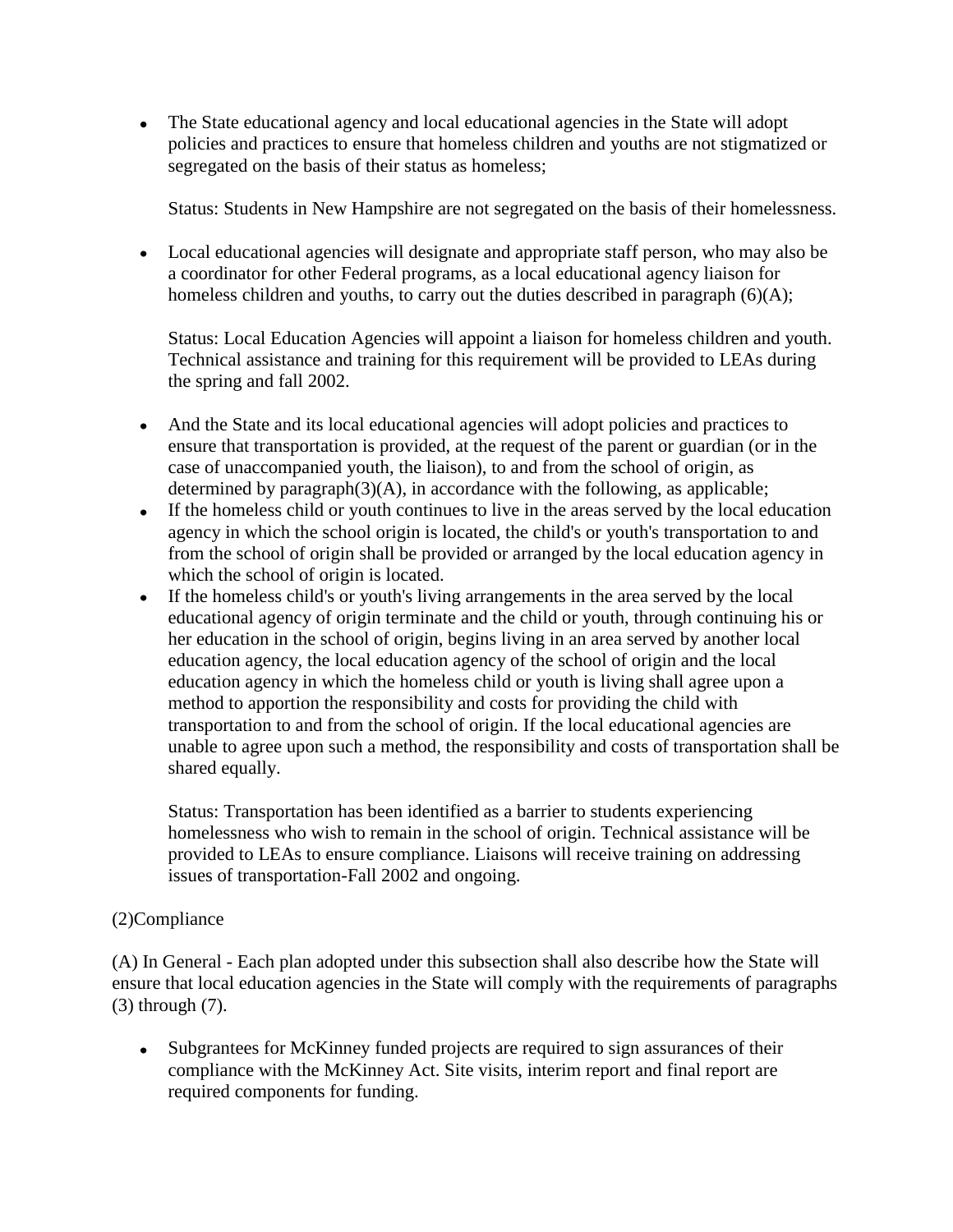- The State educational agency and local educational agencies in the State will adopt policies and practices to ensure that homeless children and youths are not stigmatized or segregated on the basis of their status as homeless;

  Status: Students in New Hampshire are not segregated on the basis of their homelessness.

- Local educational agencies will designate and appropriate staff person, who may also be a coordinator for other Federal programs, as a local educational agency liaison for homeless children and youths, to carry out the duties described in paragraph (6)(A);

  Status: Local Education Agencies will appoint a liaison for homeless children and youth. Technical assistance and training for this requirement will be provided to LEAs during the spring and fall 2002.

- And the State and its local educational agencies will adopt policies and practices to ensure that transportation is provided, at the request of the parent or guardian (or in the case of unaccompanied youth, the liaison), to and from the school of origin, as determined by paragraph(3)(A), in accordance with the following, as applicable;
- If the homeless child or youth continues to live in the areas served by the local education agency in which the school origin is located, the child's or youth's transportation to and from the school of origin shall be provided or arranged by the local education agency in which the school of origin is located.
- If the homeless child's or youth's living arrangements in the area served by the local educational agency of origin terminate and the child or youth, through continuing his or her education in the school of origin, begins living in an area served by another local education agency, the local education agency of the school of origin and the local education agency in which the homeless child or youth is living shall agree upon a method to apportion the responsibility and costs for providing the child with transportation to and from the school of origin. If the local educational agencies are unable to agree upon such a method, the responsibility and costs of transportation shall be shared equally.

  Status: Transportation has been identified as a barrier to students experiencing homelessness who wish to remain in the school of origin. Technical assistance will be provided to LEAs to ensure compliance. Liaisons will receive training on addressing issues of transportation-Fall 2002 and ongoing.

(2)Compliance

(A) In General - Each plan adopted under this subsection shall also describe how the State will ensure that local education agencies in the State will comply with the requirements of paragraphs (3) through (7).

- Subgrantees for McKinney funded projects are required to sign assurances of their compliance with the McKinney Act. Site visits, interim report and final report are required components for funding.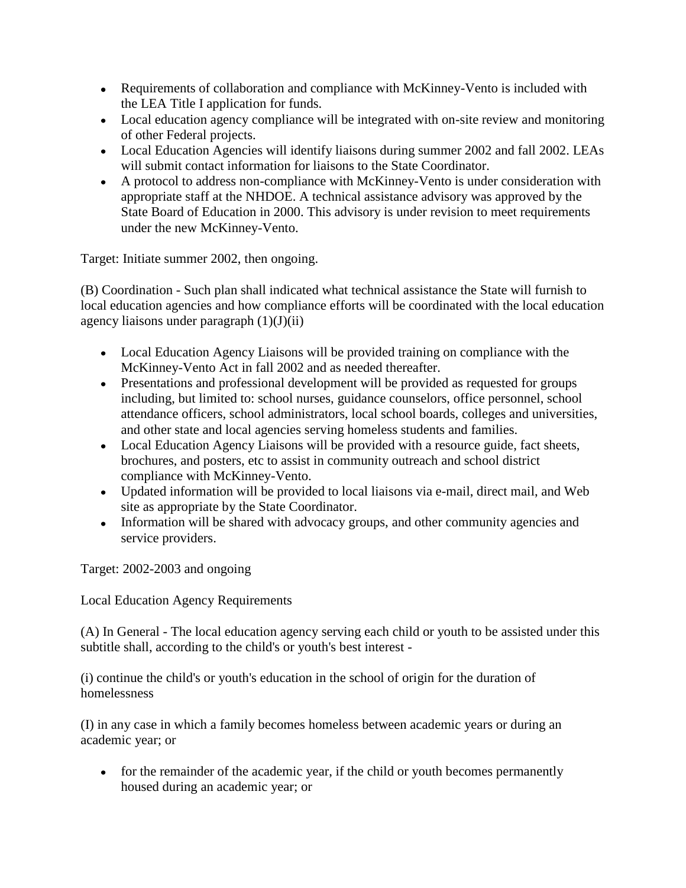- Requirements of collaboration and compliance with McKinney-Vento is included with the LEA Title I application for funds.
- Local education agency compliance will be integrated with on-site review and monitoring of other Federal projects.
- Local Education Agencies will identify liaisons during summer 2002 and fall 2002. LEAs will submit contact information for liaisons to the State Coordinator.
- A protocol to address non-compliance with McKinney-Vento is under consideration with appropriate staff at the NHDOE. A technical assistance advisory was approved by the State Board of Education in 2000. This advisory is under revision to meet requirements under the new McKinney-Vento.

Target: Initiate summer 2002, then ongoing.

(B) Coordination - Such plan shall indicated what technical assistance the State will furnish to local education agencies and how compliance efforts will be coordinated with the local education agency liaisons under paragraph (1)(J)(ii)

- Local Education Agency Liaisons will be provided training on compliance with the McKinney-Vento Act in fall 2002 and as needed thereafter.
- Presentations and professional development will be provided as requested for groups including, but limited to: school nurses, guidance counselors, office personnel, school attendance officers, school administrators, local school boards, colleges and universities, and other state and local agencies serving homeless students and families.
- Local Education Agency Liaisons will be provided with a resource guide, fact sheets, brochures, and posters, etc to assist in community outreach and school district compliance with McKinney-Vento.
- Updated information will be provided to local liaisons via e-mail, direct mail, and Web site as appropriate by the State Coordinator.
- Information will be shared with advocacy groups, and other community agencies and service providers.

Target: 2002-2003 and ongoing

Local Education Agency Requirements

(A) In General - The local education agency serving each child or youth to be assisted under this subtitle shall, according to the child's or youth's best interest -

(i) continue the child's or youth's education in the school of origin for the duration of homelessness

(I) in any case in which a family becomes homeless between academic years or during an academic year; or

- for the remainder of the academic year, if the child or youth becomes permanently housed during an academic year; or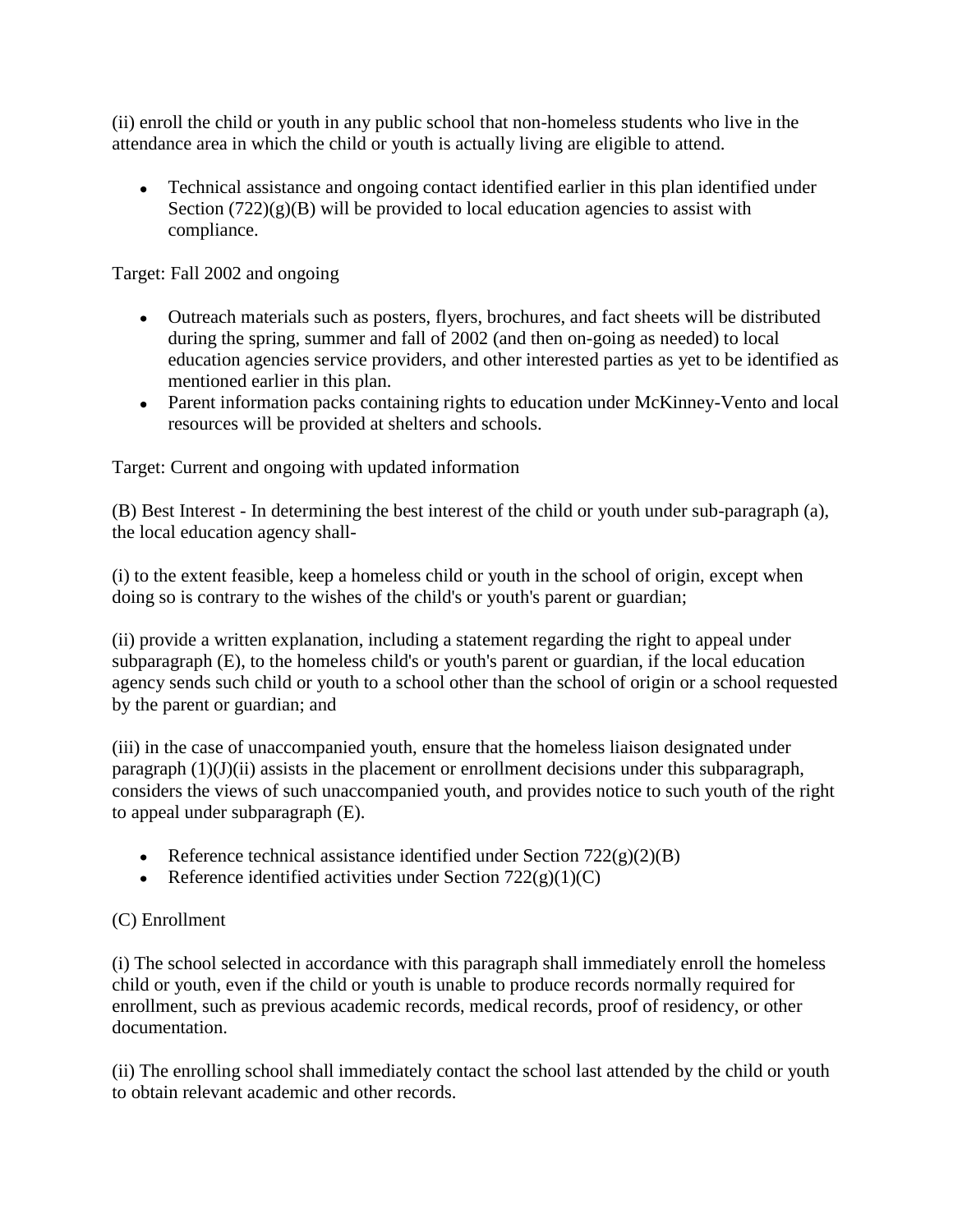(ii) enroll the child or youth in any public school that non-homeless students who live in the attendance area in which the child or youth is actually living are eligible to attend.

- Technical assistance and ongoing contact identified earlier in this plan identified under Section (722)(g)(B) will be provided to local education agencies to assist with compliance.

Target: Fall 2002 and ongoing

- Outreach materials such as posters, flyers, brochures, and fact sheets will be distributed during the spring, summer and fall of 2002 (and then on-going as needed) to local education agencies service providers, and other interested parties as yet to be identified as mentioned earlier in this plan.
- Parent information packs containing rights to education under McKinney-Vento and local resources will be provided at shelters and schools.

Target: Current and ongoing with updated information

(B) Best Interest - In determining the best interest of the child or youth under sub-paragraph (a), the local education agency shall-

(i) to the extent feasible, keep a homeless child or youth in the school of origin, except when doing so is contrary to the wishes of the child's or youth's parent or guardian;

(ii) provide a written explanation, including a statement regarding the right to appeal under subparagraph (E), to the homeless child's or youth's parent or guardian, if the local education agency sends such child or youth to a school other than the school of origin or a school requested by the parent or guardian; and

(iii) in the case of unaccompanied youth, ensure that the homeless liaison designated under paragraph (1)(J)(ii) assists in the placement or enrollment decisions under this subparagraph, considers the views of such unaccompanied youth, and provides notice to such youth of the right to appeal under subparagraph (E).

- Reference technical assistance identified under Section 722(g)(2)(B)
- Reference identified activities under Section 722(g)(1)(C)

(C) Enrollment

(i) The school selected in accordance with this paragraph shall immediately enroll the homeless child or youth, even if the child or youth is unable to produce records normally required for enrollment, such as previous academic records, medical records, proof of residency, or other documentation.

(ii) The enrolling school shall immediately contact the school last attended by the child or youth to obtain relevant academic and other records.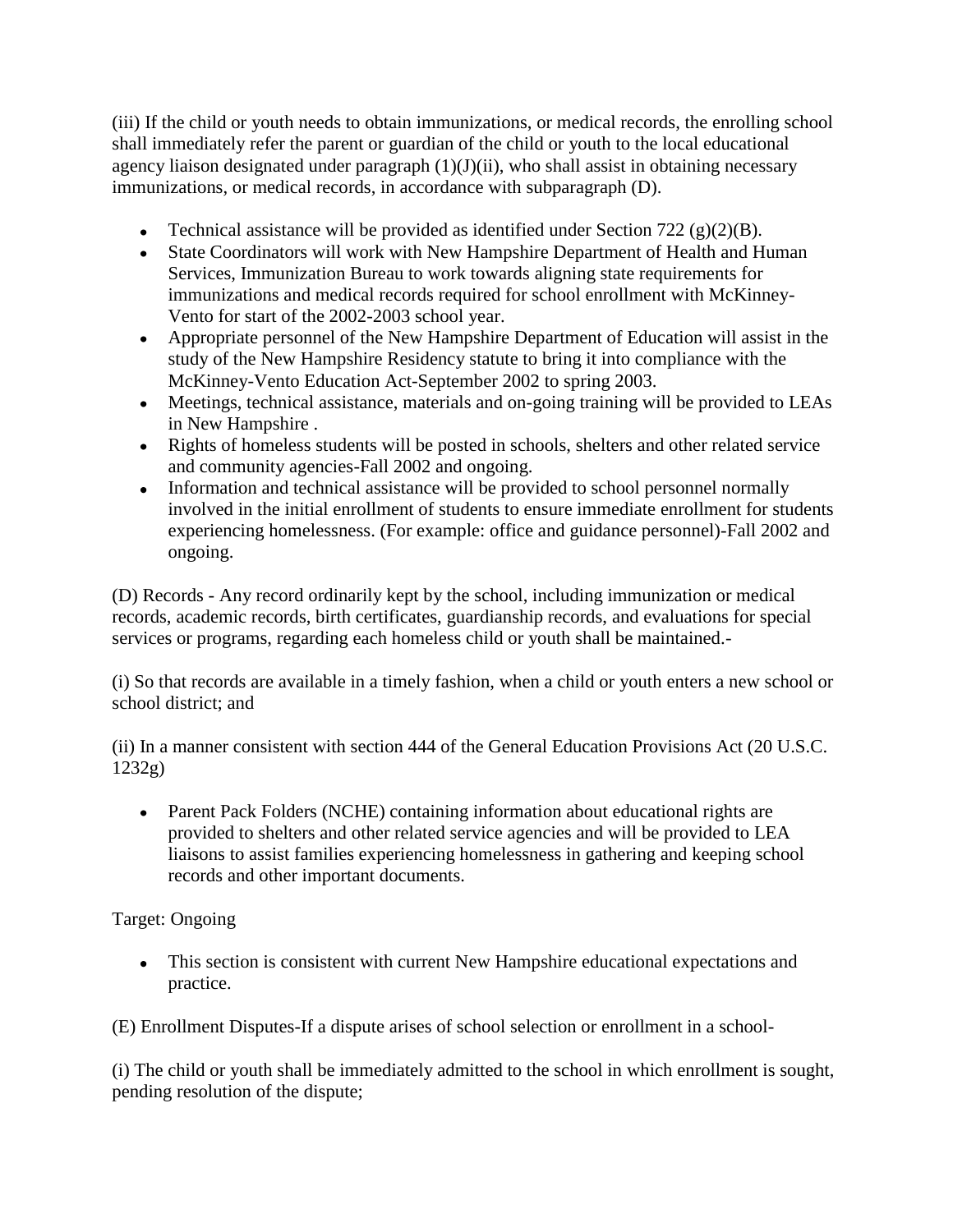(iii) If the child or youth needs to obtain immunizations, or medical records, the enrolling school shall immediately refer the parent or guardian of the child or youth to the local educational agency liaison designated under paragraph (1)(J)(ii), who shall assist in obtaining necessary immunizations, or medical records, in accordance with subparagraph (D).

- Technical assistance will be provided as identified under Section 722 (g)(2)(B).
- State Coordinators will work with New Hampshire Department of Health and Human Services, Immunization Bureau to work towards aligning state requirements for immunizations and medical records required for school enrollment with McKinney-Vento for start of the 2002-2003 school year.
- Appropriate personnel of the New Hampshire Department of Education will assist in the study of the New Hampshire Residency statute to bring it into compliance with the McKinney-Vento Education Act-September 2002 to spring 2003.
- Meetings, technical assistance, materials and on-going training will be provided to LEAs in New Hampshire .
- Rights of homeless students will be posted in schools, shelters and other related service and community agencies-Fall 2002 and ongoing.
- Information and technical assistance will be provided to school personnel normally involved in the initial enrollment of students to ensure immediate enrollment for students experiencing homelessness. (For example: office and guidance personnel)-Fall 2002 and ongoing.

(D) Records - Any record ordinarily kept by the school, including immunization or medical records, academic records, birth certificates, guardianship records, and evaluations for special services or programs, regarding each homeless child or youth shall be maintained.-

(i) So that records are available in a timely fashion, when a child or youth enters a new school or school district; and

(ii) In a manner consistent with section 444 of the General Education Provisions Act (20 U.S.C. 1232g)

- Parent Pack Folders (NCHE) containing information about educational rights are provided to shelters and other related service agencies and will be provided to LEA liaisons to assist families experiencing homelessness in gathering and keeping school records and other important documents.

Target: Ongoing

- This section is consistent with current New Hampshire educational expectations and practice.

(E) Enrollment Disputes-If a dispute arises of school selection or enrollment in a school-

(i) The child or youth shall be immediately admitted to the school in which enrollment is sought, pending resolution of the dispute;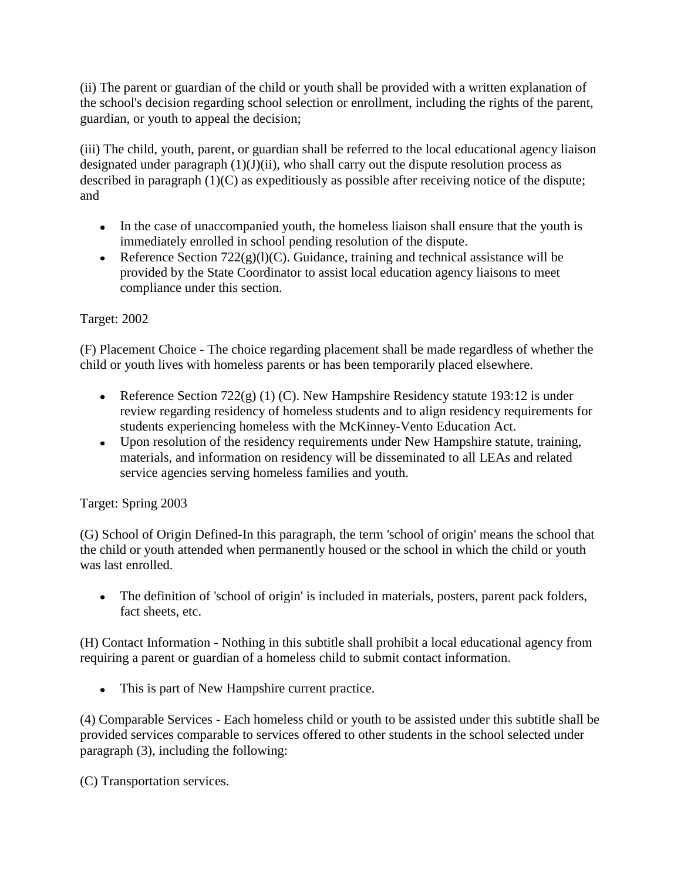(ii) The parent or guardian of the child or youth shall be provided with a written explanation of the school's decision regarding school selection or enrollment, including the rights of the parent, guardian, or youth to appeal the decision;

(iii) The child, youth, parent, or guardian shall be referred to the local educational agency liaison designated under paragraph (1)(J)(ii), who shall carry out the dispute resolution process as described in paragraph (1)(C) as expeditiously as possible after receiving notice of the dispute; and

- In the case of unaccompanied youth, the homeless liaison shall ensure that the youth is immediately enrolled in school pending resolution of the dispute.
- Reference Section 722(g)(l)(C). Guidance, training and technical assistance will be provided by the State Coordinator to assist local education agency liaisons to meet compliance under this section.

Target: 2002

(F) Placement Choice - The choice regarding placement shall be made regardless of whether the child or youth lives with homeless parents or has been temporarily placed elsewhere.

- Reference Section 722(g) (1) (C). New Hampshire Residency statute 193:12 is under review regarding residency of homeless students and to align residency requirements for students experiencing homeless with the McKinney-Vento Education Act.
- Upon resolution of the residency requirements under New Hampshire statute, training, materials, and information on residency will be disseminated to all LEAs and related service agencies serving homeless families and youth.

Target: Spring 2003

(G) School of Origin Defined-In this paragraph, the term 'school of origin' means the school that the child or youth attended when permanently housed or the school in which the child or youth was last enrolled.

- The definition of 'school of origin' is included in materials, posters, parent pack folders, fact sheets, etc.

(H) Contact Information - Nothing in this subtitle shall prohibit a local educational agency from requiring a parent or guardian of a homeless child to submit contact information.

- This is part of New Hampshire current practice.

(4) Comparable Services - Each homeless child or youth to be assisted under this subtitle shall be provided services comparable to services offered to other students in the school selected under paragraph (3), including the following:

(C) Transportation services.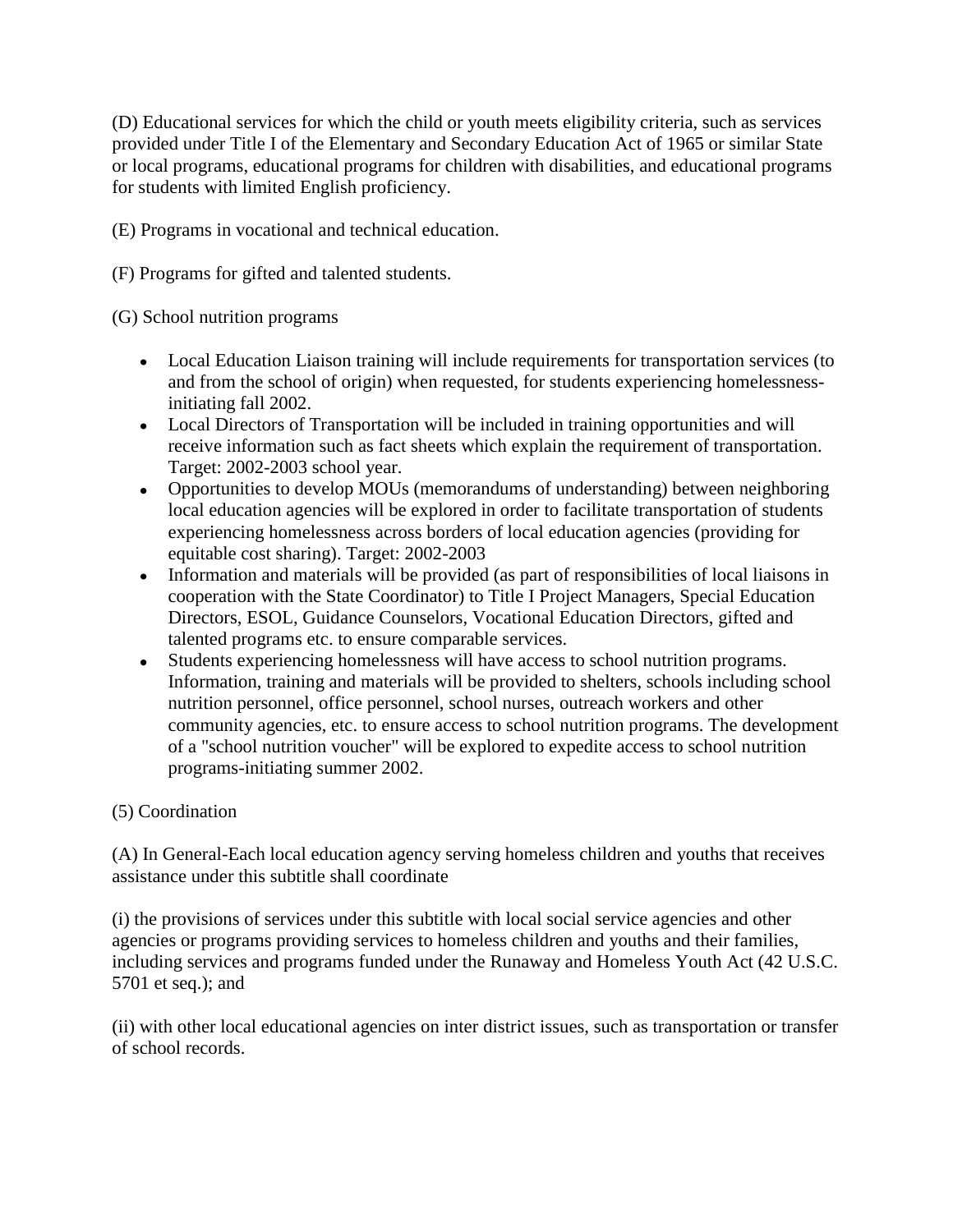(D) Educational services for which the child or youth meets eligibility criteria, such as services provided under Title I of the Elementary and Secondary Education Act of 1965 or similar State or local programs, educational programs for children with disabilities, and educational programs for students with limited English proficiency.

(E) Programs in vocational and technical education.

(F) Programs for gifted and talented students.

(G) School nutrition programs

- Local Education Liaison training will include requirements for transportation services (to and from the school of origin) when requested, for students experiencing homelessness-initiating fall 2002.
- Local Directors of Transportation will be included in training opportunities and will receive information such as fact sheets which explain the requirement of transportation. Target: 2002-2003 school year.
- Opportunities to develop MOUs (memorandums of understanding) between neighboring local education agencies will be explored in order to facilitate transportation of students experiencing homelessness across borders of local education agencies (providing for equitable cost sharing). Target: 2002-2003
- Information and materials will be provided (as part of responsibilities of local liaisons in cooperation with the State Coordinator) to Title I Project Managers, Special Education Directors, ESOL, Guidance Counselors, Vocational Education Directors, gifted and talented programs etc. to ensure comparable services.
- Students experiencing homelessness will have access to school nutrition programs. Information, training and materials will be provided to shelters, schools including school nutrition personnel, office personnel, school nurses, outreach workers and other community agencies, etc. to ensure access to school nutrition programs. The development of a "school nutrition voucher" will be explored to expedite access to school nutrition programs-initiating summer 2002.

(5) Coordination

(A) In General-Each local education agency serving homeless children and youths that receives assistance under this subtitle shall coordinate

(i) the provisions of services under this subtitle with local social service agencies and other agencies or programs providing services to homeless children and youths and their families, including services and programs funded under the Runaway and Homeless Youth Act (42 U.S.C. 5701 et seq.); and

(ii) with other local educational agencies on inter district issues, such as transportation or transfer of school records.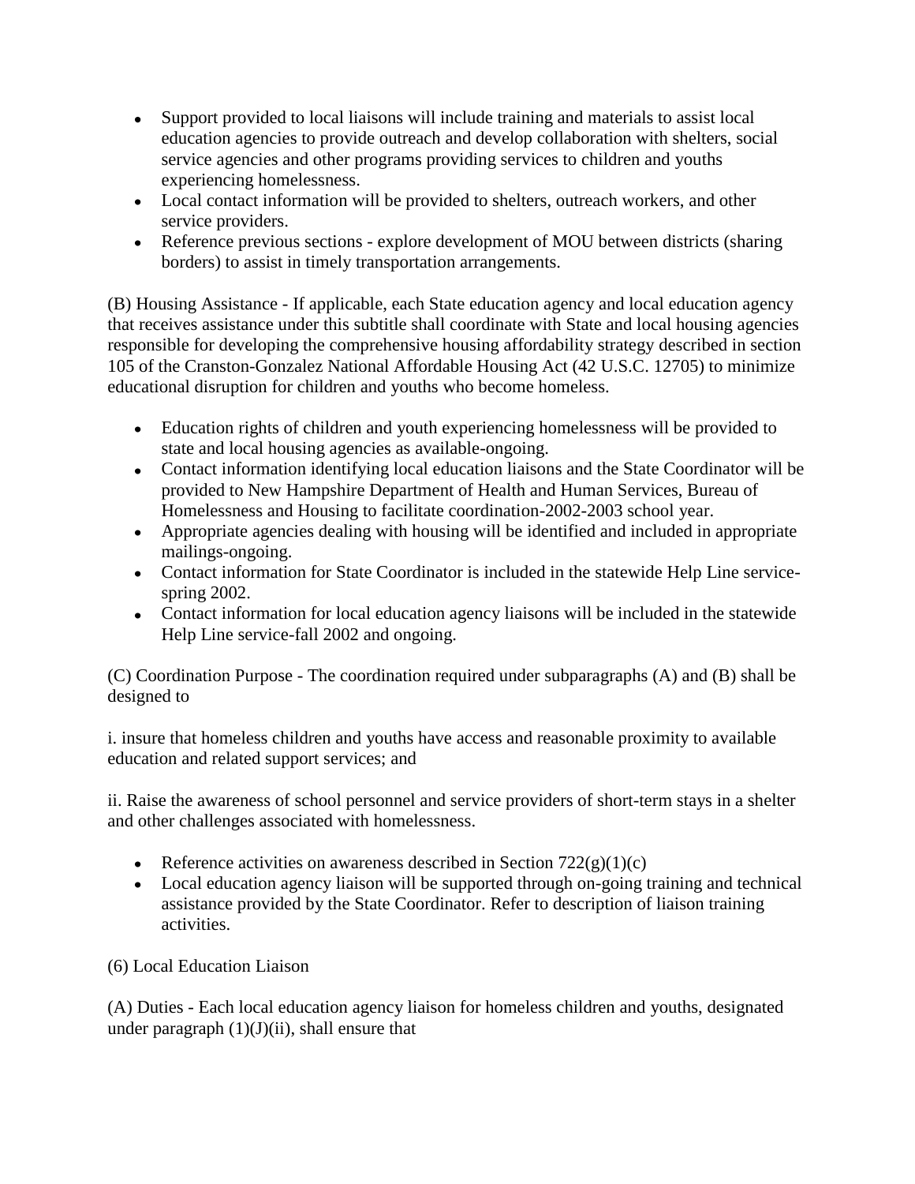- Support provided to local liaisons will include training and materials to assist local education agencies to provide outreach and develop collaboration with shelters, social service agencies and other programs providing services to children and youths experiencing homelessness.
- Local contact information will be provided to shelters, outreach workers, and other service providers.
- Reference previous sections - explore development of MOU between districts (sharing borders) to assist in timely transportation arrangements.

(B) Housing Assistance - If applicable, each State education agency and local education agency that receives assistance under this subtitle shall coordinate with State and local housing agencies responsible for developing the comprehensive housing affordability strategy described in section 105 of the Cranston-Gonzalez National Affordable Housing Act (42 U.S.C. 12705) to minimize educational disruption for children and youths who become homeless.

- Education rights of children and youth experiencing homelessness will be provided to state and local housing agencies as available-ongoing.
- Contact information identifying local education liaisons and the State Coordinator will be provided to New Hampshire Department of Health and Human Services, Bureau of Homelessness and Housing to facilitate coordination-2002-2003 school year.
- Appropriate agencies dealing with housing will be identified and included in appropriate mailings-ongoing.
- Contact information for State Coordinator is included in the statewide Help Line service-spring 2002.
- Contact information for local education agency liaisons will be included in the statewide Help Line service-fall 2002 and ongoing.

(C) Coordination Purpose - The coordination required under subparagraphs (A) and (B) shall be designed to

i. insure that homeless children and youths have access and reasonable proximity to available education and related support services; and

ii. Raise the awareness of school personnel and service providers of short-term stays in a shelter and other challenges associated with homelessness.

- Reference activities on awareness described in Section 722(g)(1)(c)
- Local education agency liaison will be supported through on-going training and technical assistance provided by the State Coordinator. Refer to description of liaison training activities.

(6) Local Education Liaison

(A) Duties - Each local education agency liaison for homeless children and youths, designated under paragraph (1)(J)(ii), shall ensure that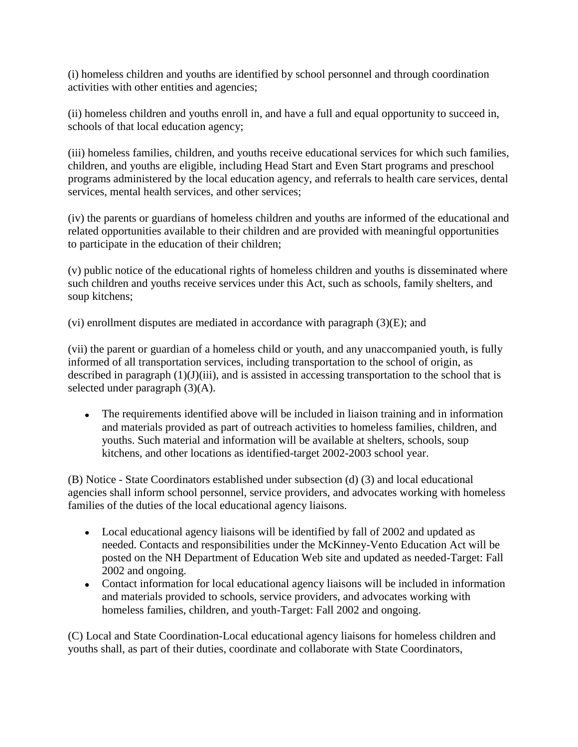(i) homeless children and youths are identified by school personnel and through coordination activities with other entities and agencies;

(ii) homeless children and youths enroll in, and have a full and equal opportunity to succeed in, schools of that local education agency;

(iii) homeless families, children, and youths receive educational services for which such families, children, and youths are eligible, including Head Start and Even Start programs and preschool programs administered by the local education agency, and referrals to health care services, dental services, mental health services, and other services;

(iv) the parents or guardians of homeless children and youths are informed of the educational and related opportunities available to their children and are provided with meaningful opportunities to participate in the education of their children;

(v) public notice of the educational rights of homeless children and youths is disseminated where such children and youths receive services under this Act, such as schools, family shelters, and soup kitchens;

(vi) enrollment disputes are mediated in accordance with paragraph (3)(E); and

(vii) the parent or guardian of a homeless child or youth, and any unaccompanied youth, is fully informed of all transportation services, including transportation to the school of origin, as described in paragraph (1)(J)(iii), and is assisted in accessing transportation to the school that is selected under paragraph (3)(A).

- The requirements identified above will be included in liaison training and in information and materials provided as part of outreach activities to homeless families, children, and youths. Such material and information will be available at shelters, schools, soup kitchens, and other locations as identified-target 2002-2003 school year.

(B) Notice - State Coordinators established under subsection (d) (3) and local educational agencies shall inform school personnel, service providers, and advocates working with homeless families of the duties of the local educational agency liaisons.

- Local educational agency liaisons will be identified by fall of 2002 and updated as needed. Contacts and responsibilities under the McKinney-Vento Education Act will be posted on the NH Department of Education Web site and updated as needed-Target: Fall 2002 and ongoing.
- Contact information for local educational agency liaisons will be included in information and materials provided to schools, service providers, and advocates working with homeless families, children, and youth-Target: Fall 2002 and ongoing.

(C) Local and State Coordination-Local educational agency liaisons for homeless children and youths shall, as part of their duties, coordinate and collaborate with State Coordinators,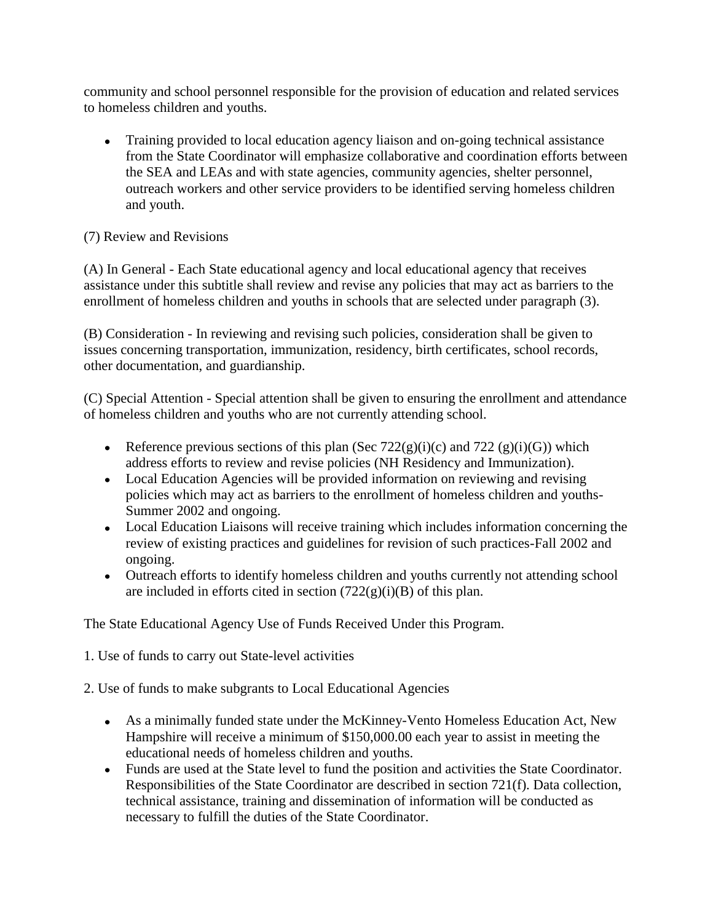community and school personnel responsible for the provision of education and related services to homeless children and youths.

- Training provided to local education agency liaison and on-going technical assistance from the State Coordinator will emphasize collaborative and coordination efforts between the SEA and LEAs and with state agencies, community agencies, shelter personnel, outreach workers and other service providers to be identified serving homeless children and youth.

(7) Review and Revisions

(A) In General - Each State educational agency and local educational agency that receives assistance under this subtitle shall review and revise any policies that may act as barriers to the enrollment of homeless children and youths in schools that are selected under paragraph (3).

(B) Consideration - In reviewing and revising such policies, consideration shall be given to issues concerning transportation, immunization, residency, birth certificates, school records, other documentation, and guardianship.

(C) Special Attention - Special attention shall be given to ensuring the enrollment and attendance of homeless children and youths who are not currently attending school.

- Reference previous sections of this plan (Sec 722(g)(i)(c) and 722 (g)(i)(G)) which address efforts to review and revise policies (NH Residency and Immunization).
- Local Education Agencies will be provided information on reviewing and revising policies which may act as barriers to the enrollment of homeless children and youths-Summer 2002 and ongoing.
- Local Education Liaisons will receive training which includes information concerning the review of existing practices and guidelines for revision of such practices-Fall 2002 and ongoing.
- Outreach efforts to identify homeless children and youths currently not attending school are included in efforts cited in section (722(g)(i)(B) of this plan.

The State Educational Agency Use of Funds Received Under this Program.

1. Use of funds to carry out State-level activities

2. Use of funds to make subgrants to Local Educational Agencies

- As a minimally funded state under the McKinney-Vento Homeless Education Act, New Hampshire will receive a minimum of $150,000.00 each year to assist in meeting the educational needs of homeless children and youths.
- Funds are used at the State level to fund the position and activities the State Coordinator. Responsibilities of the State Coordinator are described in section 721(f). Data collection, technical assistance, training and dissemination of information will be conducted as necessary to fulfill the duties of the State Coordinator.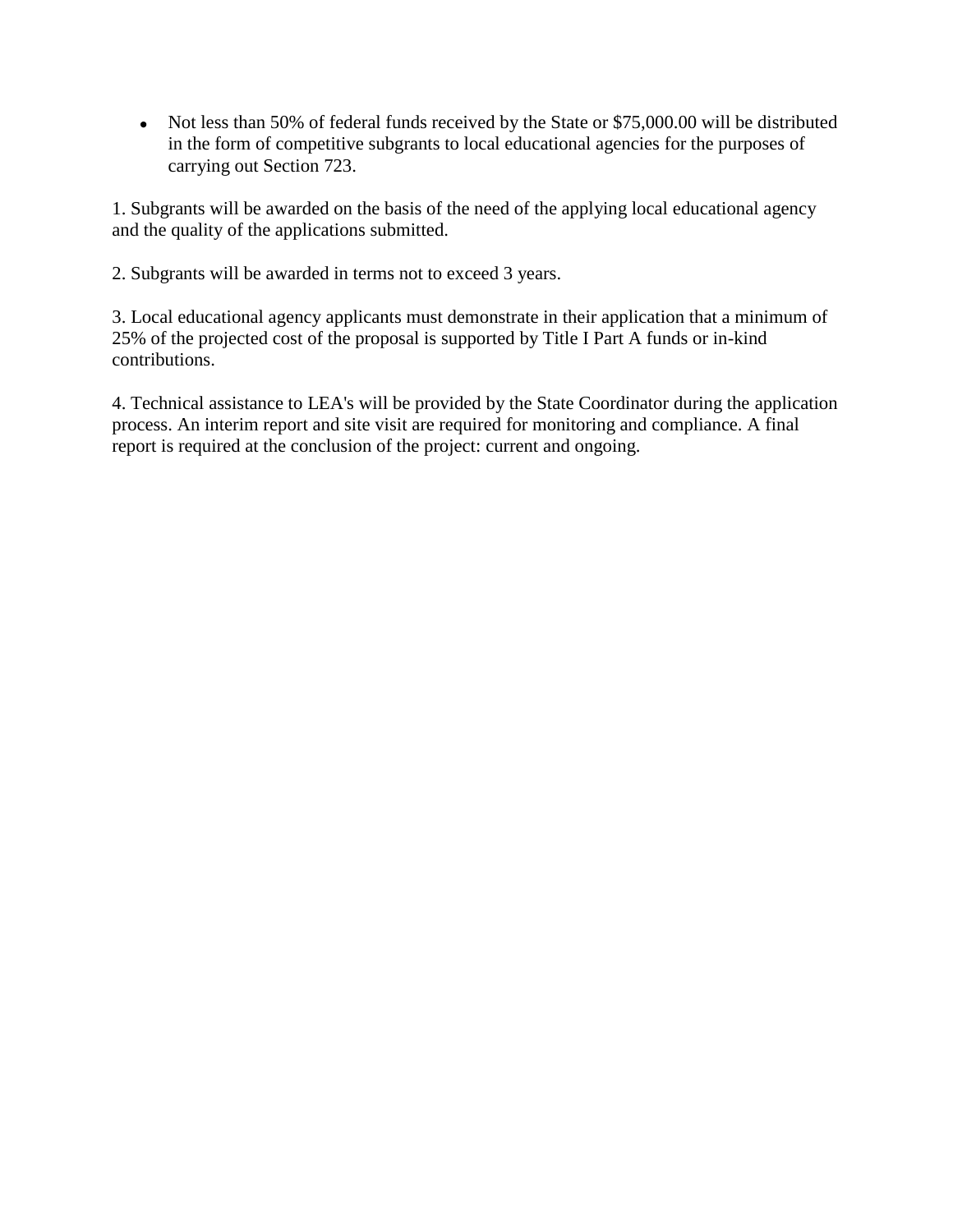- Not less than 50% of federal funds received by the State or $75,000.00 will be distributed in the form of competitive subgrants to local educational agencies for the purposes of carrying out Section 723.

1. Subgrants will be awarded on the basis of the need of the applying local educational agency and the quality of the applications submitted.

2. Subgrants will be awarded in terms not to exceed 3 years.

3. Local educational agency applicants must demonstrate in their application that a minimum of 25% of the projected cost of the proposal is supported by Title I Part A funds or in-kind contributions.

4. Technical assistance to LEA's will be provided by the State Coordinator during the application process. An interim report and site visit are required for monitoring and compliance. A final report is required at the conclusion of the project: current and ongoing.